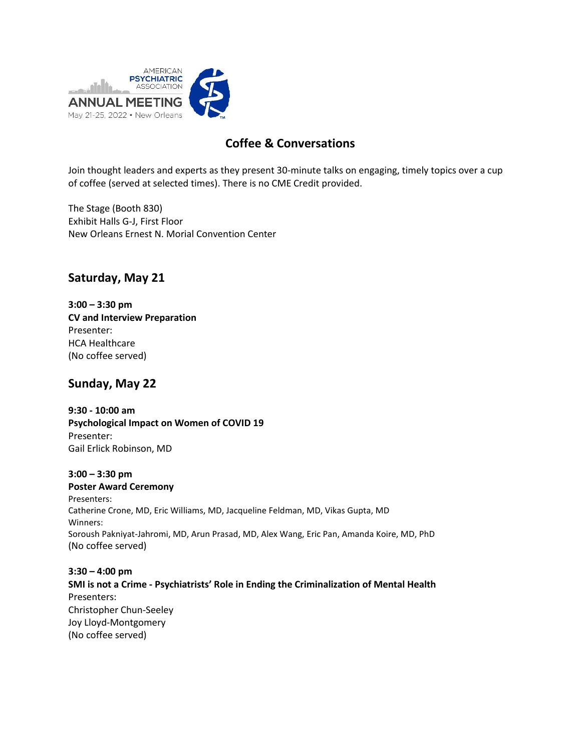AMERICAN PSYCHIATRIC ASSOCIATION
ANNUAL MEETING
May 21-25, 2022 • New Orleans

# Coffee & Conversations

Join thought leaders and experts as they present 30-minute talks on engaging, timely topics over a cup of coffee (served at selected times). There is no CME Credit provided.

The Stage (Booth 830)
Exhibit Halls G-J, First Floor
New Orleans Ernest N. Morial Convention Center

## Saturday, May 21

**3:00 – 3:30 pm**
**CV and Interview Preparation**
Presenter:
HCA Healthcare
(No coffee served)

## Sunday, May 22

**9:30 - 10:00 am**
**Psychological Impact on Women of COVID 19**
Presenter:
Gail Erlick Robinson, MD

**3:00 – 3:30 pm**
**Poster Award Ceremony**
Presenters:
Catherine Crone, MD, Eric Williams, MD, Jacqueline Feldman, MD, Vikas Gupta, MD
Winners:
Soroush Pakniyat-Jahromi, MD, Arun Prasad, MD, Alex Wang, Eric Pan, Amanda Koire, MD, PhD
(No coffee served)

**3:30 – 4:00 pm**
**SMI is not a Crime - Psychiatrists' Role in Ending the Criminalization of Mental Health**
Presenters:
Christopher Chun-Seeley
Joy Lloyd-Montgomery
(No coffee served)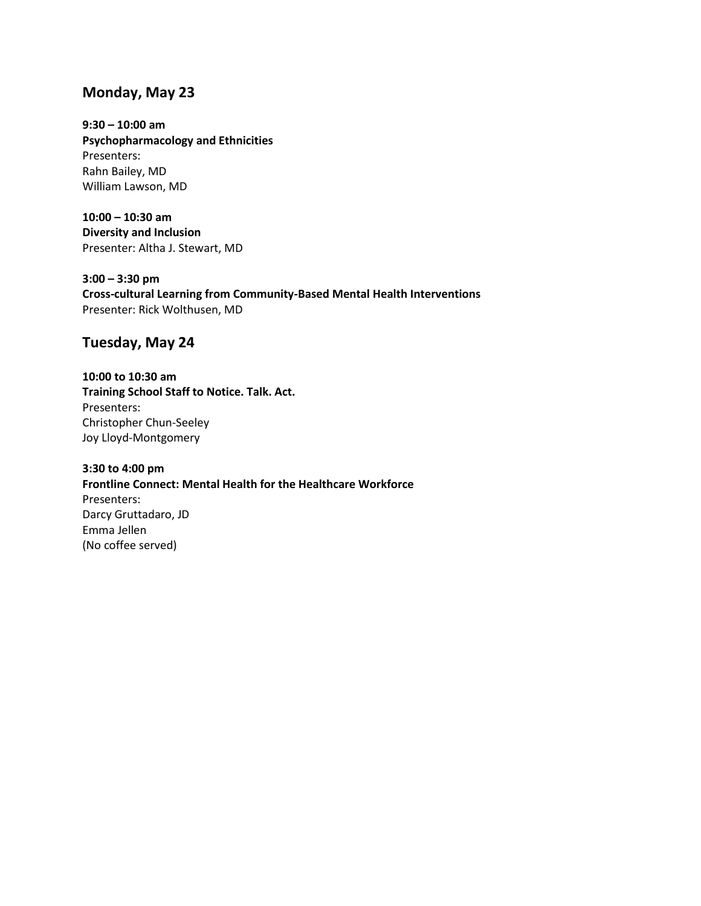## Monday, May 23

**9:30 – 10:00 am**
**Psychopharmacology and Ethnicities**
Presenters:
Rahn Bailey, MD
William Lawson, MD

**10:00 – 10:30 am**
**Diversity and Inclusion**
Presenter: Altha J. Stewart, MD

**3:00 – 3:30 pm**
**Cross-cultural Learning from Community-Based Mental Health Interventions**
Presenter: Rick Wolthusen, MD

## Tuesday, May 24

**10:00 to 10:30 am**
**Training School Staff to Notice. Talk. Act.**
Presenters:
Christopher Chun-Seeley
Joy Lloyd-Montgomery

**3:30 to 4:00 pm**
**Frontline Connect: Mental Health for the Healthcare Workforce**
Presenters:
Darcy Gruttadaro, JD
Emma Jellen
(No coffee served)